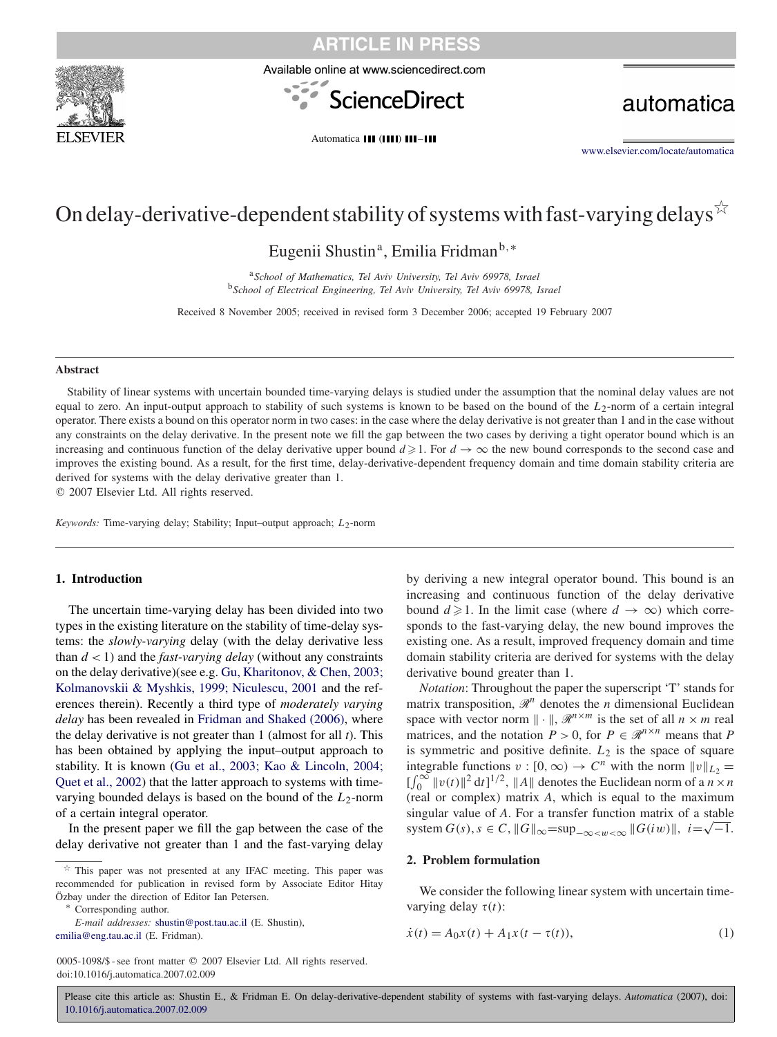# On delay-derivative-dependent stability of systems with fast-varying delays ☆

Eugenii Shustin[a], Emilia Fridman[b,*]

[a] *School of Mathematics, Tel Aviv University, Tel Aviv 69978, Israel*
[b] *School of Electrical Engineering, Tel Aviv University, Tel Aviv 69978, Israel*

Received 8 November 2005; received in revised form 3 December 2006; accepted 19 February 2007

## Abstract

Stability of linear systems with uncertain bounded time-varying delays is studied under the assumption that the nominal delay values are not equal to zero. An input-output approach to stability of such systems is known to be based on the bound of the $L_2$-norm of a certain integral operator. There exists a bound on this operator norm in two cases: in the case where the delay derivative is not greater than 1 and in the case without any constraints on the delay derivative. In the present note we fill the gap between the two cases by deriving a tight operator bound which is an increasing and continuous function of the delay derivative upper bound $d \geqslant 1$. For $d \to \infty$ the new bound corresponds to the second case and improves the existing bound. As a result, for the first time, delay-derivative-dependent frequency domain and time domain stability criteria are derived for systems with the delay derivative greater than 1.

© 2007 Elsevier Ltd. All rights reserved.

*Keywords:* Time-varying delay; Stability; Input–output approach; $L_2$-norm

## 1. Introduction

The uncertain time-varying delay has been divided into two types in the existing literature on the stability of time-delay systems: the *slowly-varying* delay (with the delay derivative less than $d < 1$) and the *fast-varying delay* (without any constraints on the delay derivative)(see e.g. Gu, Kharitonov, & Chen, 2003; Kolmanovskii & Myshkis, 1999; Niculescu, 2001 and the references therein). Recently a third type of *moderately varying delay* has been revealed in Fridman and Shaked (2006), where the delay derivative is not greater than 1 (almost for all $t$). This has been obtained by applying the input–output approach to stability. It is known (Gu et al., 2003; Kao & Lincoln, 2004; Quet et al., 2002) that the latter approach to systems with time-varying bounded delays is based on the bound of the $L_2$-norm of a certain integral operator.

In the present paper we fill the gap between the case of the delay derivative not greater than 1 and the fast-varying delay by deriving a new integral operator bound. This bound is an increasing and continuous function of the delay derivative bound $d \geqslant 1$. In the limit case (where $d \to \infty$) which corresponds to the fast-varying delay, the new bound improves the existing one. As a result, improved frequency domain and time domain stability criteria are derived for systems with the delay derivative bound greater than 1.

*Notation*: Throughout the paper the superscript 'T' stands for matrix transposition, $\mathscr{R}^n$ denotes the $n$ dimensional Euclidean space with vector norm $\|\cdot\|$, $\mathscr{R}^{n\times m}$ is the set of all $n \times m$ real matrices, and the notation $P > 0$, for $P \in \mathscr{R}^{n\times n}$ means that $P$ is symmetric and positive definite. $L_2$ is the space of square integrable functions $v : [0, \infty) \to C^n$ with the norm $\|v\|_{L_2} = [\int_0^\infty \|v(t)\|^2\, dt]^{1/2}$, $\|A\|$ denotes the Euclidean norm of a $n \times n$ (real or complex) matrix $A$, which is equal to the maximum singular value of $A$. For a transfer function matrix of a stable system $G(s), s \in C$, $\|G\|_\infty = \sup_{-\infty<w<\infty} \|G(iw)\|$, $i = \sqrt{-1}$.

## 2. Problem formulation

We consider the following linear system with uncertain time-varying delay $\tau(t)$:

$$\dot{x}(t) = A_0 x(t) + A_1 x(t - \tau(t)), \tag{1}$$

---

☆ This paper was not presented at any IFAC meeting. This paper was recommended for publication in revised form by Associate Editor Hitay Özbay under the direction of Editor Ian Petersen.

\* Corresponding author.

*E-mail addresses:* shustin@post.tau.ac.il (E. Shustin), emilia@eng.tau.ac.il (E. Fridman).

0005-1098/$ - see front matter © 2007 Elsevier Ltd. All rights reserved.
doi:10.1016/j.automatica.2007.02.009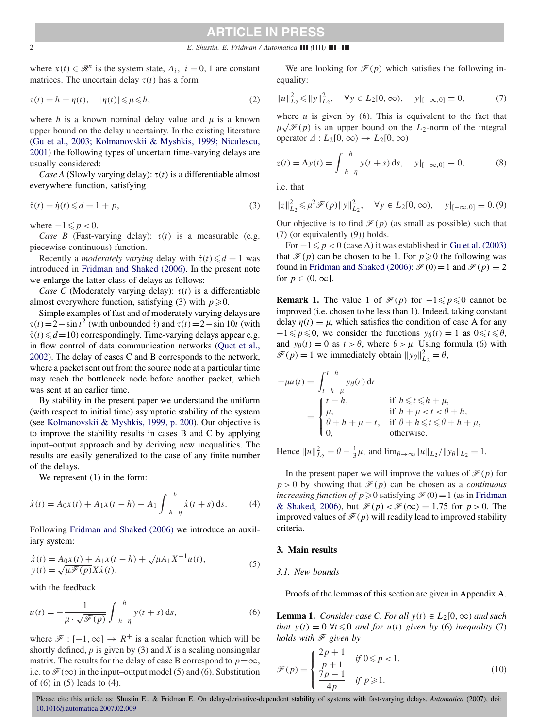where $x(t) \in \mathscr{R}^n$ is the system state, $A_i$, $i = 0, 1$ are constant matrices. The uncertain delay $\tau(t)$ has a form

$$\tau(t) = h + \eta(t), \quad |\eta(t)| \leqslant \mu \leqslant h, \tag{2}$$

where $h$ is a known nominal delay value and $\mu$ is a known upper bound on the delay uncertainty. In the existing literature (Gu et al., 2003; Kolmanovskii & Myshkis, 1999; Niculescu, 2001) the following types of uncertain time-varying delays are usually considered:

*Case A* (Slowly varying delay): $\tau(t)$ is a differentiable almost everywhere function, satisfying

$$\dot{\tau}(t) = \dot{\eta}(t) \leqslant d = 1 + p, \tag{3}$$

where $-1 \leqslant p < 0$.

*Case B* (Fast-varying delay): $\tau(t)$ is a measurable (e.g. piecewise-continuous) function.

Recently a *moderately varying* delay with $\dot{\tau}(t) \leqslant d = 1$ was introduced in Fridman and Shaked (2006). In the present note we enlarge the latter class of delays as follows:

*Case C* (Moderately varying delay): $\tau(t)$ is a differentiable almost everywhere function, satisfying (3) with $p \geqslant 0$.

Simple examples of fast and of moderately varying delays are $\tau(t) = 2 - \sin t^2$ (with unbounded $\dot{\tau}$) and $\tau(t) = 2 - \sin 10t$ (with $\dot{\tau}(t) \leqslant d = 10$) correspondingly. Time-varying delays appear e.g. in flow control of data communication networks (Quet et al., 2002). The delay of cases C and B corresponds to the network, where a packet sent out from the source node at a particular time may reach the bottleneck node before another packet, which was sent at an earlier time.

By stability in the present paper we understand the uniform (with respect to initial time) asymptotic stability of the system (see Kolmanovskii & Myshkis, 1999, p. 200). Our objective is to improve the stability results in cases B and C by applying input–output approach and by deriving new inequalities. The results are easily generalized to the case of any finite number of the delays.

We represent (1) in the form:

$$\dot{x}(t) = A_0 x(t) + A_1 x(t-h) - A_1 \int_{-h-\eta}^{-h} \dot{x}(t+s)\, \mathrm{d}s. \tag{4}$$

Following Fridman and Shaked (2006) we introduce an auxiliary system:

$$\begin{aligned} \dot{x}(t) &= A_0 x(t) + A_1 x(t-h) + \sqrt{\mu} A_1 X^{-1} u(t), \\ y(t) &= \sqrt{\mu \mathscr{F}(p)} X \dot{x}(t), \end{aligned} \tag{5}$$

with the feedback

$$u(t) = -\frac{1}{\mu \cdot \sqrt{\mathscr{F}(p)}} \int_{-h-\eta}^{-h} y(t+s)\, \mathrm{d}s, \tag{6}$$

where $\mathscr{F} : [-1, \infty] \to R^+$ is a scalar function which will be shortly defined, $p$ is given by (3) and $X$ is a scaling nonsingular matrix. The results for the delay of case B correspond to $p = \infty$, i.e. to $\mathscr{F}(\infty)$ in the input–output model (5) and (6). Substitution of (6) in (5) leads to (4).

We are looking for $\mathscr{F}(p)$ which satisfies the following inequality:

$$\|u\|_{L_2}^2 \leqslant \|y\|_{L_2}^2, \quad \forall y \in L_2[0, \infty), \quad y|_{[-\infty, 0]} \equiv 0, \tag{7}$$

where $u$ is given by (6). This is equivalent to the fact that $\mu\sqrt{\mathscr{F}(p)}$ is an upper bound on the $L_2$-norm of the integral operator $\Delta : L_2[0, \infty) \to L_2[0, \infty)$

$$z(t) = \Delta y(t) = \int_{-h-\eta}^{-h} y(t+s)\, \mathrm{d}s, \quad y|_{[-\infty, 0]} \equiv 0, \tag{8}$$

i.e. that

$$\|z\|_{L_2}^2 \leqslant \mu^2 \mathscr{F}(p) \|y\|_{L_2}^2, \quad \forall y \in L_2[0, \infty), \quad y|_{[-\infty, 0]} \equiv 0. \tag{9}$$

Our objective is to find $\mathscr{F}(p)$ (as small as possible) such that (7) (or equivalently (9)) holds.

For $-1 \leqslant p < 0$ (case A) it was established in Gu et al. (2003) that $\mathscr{F}(p)$ can be chosen to be 1. For $p \geqslant 0$ the following was found in Fridman and Shaked (2006): $\mathscr{F}(0) = 1$ and $\mathscr{F}(p) \equiv 2$ for $p \in (0, \infty]$.

**Remark 1.** The value 1 of $\mathscr{F}(p)$ for $-1 \leqslant p \leqslant 0$ cannot be improved (i.e. chosen to be less than 1). Indeed, taking constant delay $\eta(t) \equiv \mu$, which satisfies the condition of case A for any $-1 \leqslant p \leqslant 0$, we consider the functions $y_\theta(t) = 1$ as $0 \leqslant t \leqslant \theta$, and $y_\theta(t) = 0$ as $t > \theta$, where $\theta > \mu$. Using formula (6) with $\mathscr{F}(p) = 1$ we immediately obtain $\|y_\theta\|_{L_2}^2 = \theta$,

$$-\mu u(t) = \int_{t-h-\mu}^{t-h} y_\theta(r)\, \mathrm{d}r = \begin{cases} t - h, & \text{if } h \leqslant t \leqslant h + \mu, \\ \mu, & \text{if } h + \mu < t < \theta + h, \\ \theta + h + \mu - t, & \text{if } \theta + h \leqslant t \leqslant \theta + h + \mu, \\ 0, & \text{otherwise.} \end{cases}$$

Hence $\|u\|_{L_2}^2 = \theta - \frac{1}{3}\mu$, and $\lim_{\theta \to \infty} \|u\|_{L_2} / \|y_\theta\|_{L_2} = 1$.

In the present paper we will improve the values of $\mathscr{F}(p)$ for $p > 0$ by showing that $\mathscr{F}(p)$ can be chosen as a *continuous increasing function of* $p \geqslant 0$ satisfying $\mathscr{F}(0) = 1$ (as in Fridman & Shaked, 2006), but $\mathscr{F}(p) < \mathscr{F}(\infty) = 1.75$ for $p > 0$. The improved values of $\mathscr{F}(p)$ will readily lead to improved stability criteria.

## 3. Main results

### 3.1. New bounds

Proofs of the lemmas of this section are given in Appendix A.

**Lemma 1.** *Consider case C. For all $y(t) \in L_2[0, \infty)$ and such that $y(t) = 0$ $\forall t \leqslant 0$ and for $u(t)$ given by (6) inequality (7) holds with $\mathscr{F}$ given by*

$$\mathscr{F}(p) = \begin{cases} \dfrac{2p+1}{p+1} & \text{if } 0 \leqslant p < 1, \\[2mm] \dfrac{7p-1}{4p} & \text{if } p \geqslant 1. \end{cases} \tag{10}$$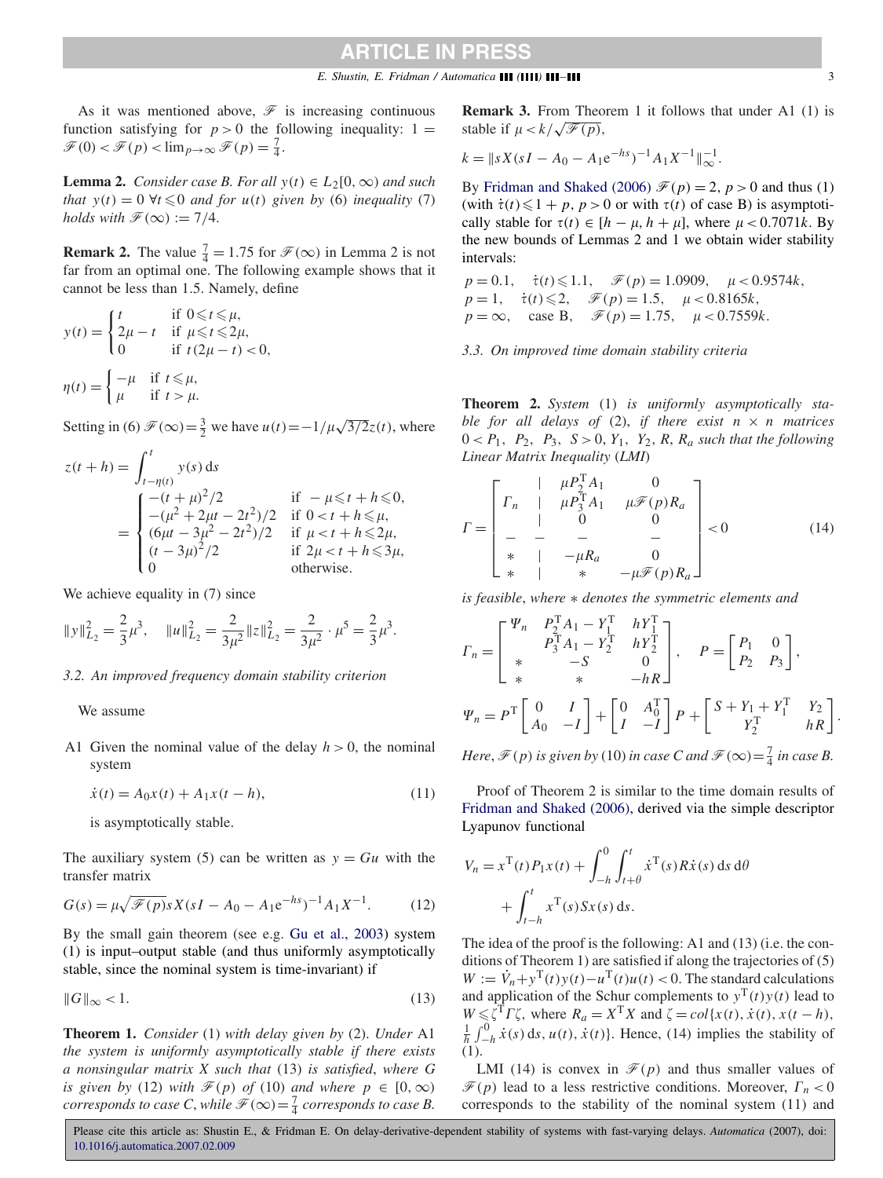As it was mentioned above, $\mathscr{F}$ is increasing continuous function satisfying for $p>0$ the following inequality: $1=\mathscr{F}(0)<\mathscr{F}(p)<\lim_{p\to\infty}\mathscr{F}(p)=\frac{7}{4}$.

**Lemma 2.** *Consider case B. For all $y(t)\in L_2[0,\infty)$ and such that $y(t)=0\ \forall t\leqslant 0$ and for $u(t)$ given by (6) inequality (7) holds with $\mathscr{F}(\infty):=7/4$.*

**Remark 2.** The value $\frac{7}{4}=1.75$ for $\mathscr{F}(\infty)$ in Lemma 2 is not far from an optimal one. The following example shows that it cannot be less than 1.5. Namely, define

$$y(t)=\begin{cases} t & \text{if } 0\leqslant t\leqslant \mu,\\ 2\mu-t & \text{if } \mu\leqslant t\leqslant 2\mu,\\ 0 & \text{if } t(2\mu-t)<0,\end{cases}$$

$$\eta(t)=\begin{cases} -\mu & \text{if } t\leqslant \mu,\\ \mu & \text{if } t>\mu.\end{cases}$$

Setting in (6) $\mathscr{F}(\infty)=\frac{3}{2}$ we have $u(t)=-1/\mu\sqrt{3/2}z(t)$, where

$$z(t+h)=\int_{t-\eta(t)}^{t} y(s)\,\mathrm{d}s = \begin{cases} -(t+\mu)^2/2 & \text{if } -\mu\leqslant t+h\leqslant 0,\\ -(\mu^2+2\mu t-2t^2)/2 & \text{if } 0<t+h\leqslant \mu,\\ (6\mu t-3\mu^2-2t^2)/2 & \text{if } \mu<t+h\leqslant 2\mu,\\ (t-3\mu)^2/2 & \text{if } 2\mu<t+h\leqslant 3\mu,\\ 0 & \text{otherwise.}\end{cases}$$

We achieve equality in (7) since

$$\|y\|_{L_2}^2=\frac{2}{3}\mu^3,\quad \|u\|_{L_2}^2=\frac{2}{3\mu^2}\|z\|_{L_2}^2=\frac{2}{3\mu^2}\cdot\mu^5=\frac{2}{3}\mu^3.$$

### 3.2. An improved frequency domain stability criterion

We assume

A1 Given the nominal value of the delay $h>0$, the nominal system

$$\dot{x}(t)=A_0x(t)+A_1x(t-h), \tag{11}$$

is asymptotically stable.

The auxiliary system (5) can be written as $y=Gu$ with the transfer matrix

$$G(s)=\mu\sqrt{\mathscr{F}(p)}sX(sI-A_0-A_1\mathrm{e}^{-hs})^{-1}A_1X^{-1}. \tag{12}$$

By the small gain theorem (see e.g. Gu et al., 2003) system (1) is input–output stable (and thus uniformly asymptotically stable, since the nominal system is time-invariant) if

$$\|G\|_\infty<1. \tag{13}$$

**Theorem 1.** *Consider (1) with delay given by (2). Under A1 the system is uniformly asymptotically stable if there exists a nonsingular matrix $X$ such that (13) is satisfied, where $G$ is given by (12) with $\mathscr{F}(p)$ of (10) and where $p\in[0,\infty)$ corresponds to case C, while $\mathscr{F}(\infty)=\frac{7}{4}$ corresponds to case B.*

**Remark 3.** From Theorem 1 it follows that under A1 (1) is stable if $\mu<k/\sqrt{\mathscr{F}(p)}$,

$$k=\|sX(sI-A_0-A_1\mathrm{e}^{-hs})^{-1}A_1X^{-1}\|_\infty^{-1}.$$

By Fridman and Shaked (2006) $\mathscr{F}(p)=2$, $p>0$ and thus (1) (with $\dot{\tau}(t)\leqslant 1+p$, $p>0$ or with $\tau(t)$ of case B) is asymptotically stable for $\tau(t)\in[h-\mu,h+\mu]$, where $\mu<0.7071k$. By the new bounds of Lemmas 2 and 1 we obtain wider stability intervals:

$p=0.1,\quad \dot{\tau}(t)\leqslant 1.1,\quad \mathscr{F}(p)=1.0909,\quad \mu<0.9574k,$
$p=1,\quad \dot{\tau}(t)\leqslant 2,\quad \mathscr{F}(p)=1.5,\quad \mu<0.8165k,$
$p=\infty,\quad \text{case B},\quad \mathscr{F}(p)=1.75,\quad \mu<0.7559k.$

### 3.3. On improved time domain stability criteria

**Theorem 2.** *System (1) is uniformly asymptotically stable for all delays of (2), if there exist $n\times n$ matrices $0<P_1$, $P_2$, $P_3$, $S>0$, $Y_1$, $Y_2$, $R$, $R_a$ such that the following Linear Matrix Inequality (LMI)*

$$\Gamma=\begin{bmatrix} & | & \mu P_2^{\mathrm T}A_1 & 0\\ \Gamma_n & | & \mu P_3^{\mathrm T}A_1 & \mu\mathscr{F}(p)R_a\\ & | & 0 & 0\\ - & - & - & -\\ * & | & -\mu R_a & 0\\ * & | & * & -\mu\mathscr{F}(p)R_a\end{bmatrix}<0 \tag{14}$$

*is feasible, where $*$ denotes the symmetric elements and*

$$\Gamma_n=\begin{bmatrix}\Psi_n & P_2^{\mathrm T}A_1-Y_1^{\mathrm T} & hY_1^{\mathrm T}\\ & P_3^{\mathrm T}A_1-Y_2^{\mathrm T} & hY_2^{\mathrm T}\\ * & -S & 0\\ * & * & -hR\end{bmatrix},\quad P=\begin{bmatrix}P_1 & 0\\ P_2 & P_3\end{bmatrix},$$

$$\Psi_n=P^{\mathrm T}\begin{bmatrix}0 & I\\ A_0 & -I\end{bmatrix}+\begin{bmatrix}0 & A_0^{\mathrm T}\\ I & -I\end{bmatrix}P+\begin{bmatrix}S+Y_1+Y_1^{\mathrm T} & Y_2\\ Y_2^{\mathrm T} & hR\end{bmatrix}.$$

*Here, $\mathscr{F}(p)$ is given by (10) in case C and $\mathscr{F}(\infty)=\frac{7}{4}$ in case B.*

Proof of Theorem 2 is similar to the time domain results of Fridman and Shaked (2006), derived via the simple descriptor Lyapunov functional

$$V_n=x^{\mathrm T}(t)P_1x(t)+\int_{-h}^{0}\int_{t+\theta}^{t}\dot{x}^{\mathrm T}(s)R\dot{x}(s)\,\mathrm{d}s\,\mathrm{d}\theta+\int_{t-h}^{t}x^{\mathrm T}(s)Sx(s)\,\mathrm{d}s.$$

The idea of the proof is the following: A1 and (13) (i.e. the conditions of Theorem 1) are satisfied if along the trajectories of (5) $W:=\dot{V}_n+y^{\mathrm T}(t)y(t)-u^{\mathrm T}(t)u(t)<0$. The standard calculations and application of the Schur complements to $y^{\mathrm T}(t)y(t)$ lead to $W\leqslant\zeta^{\mathrm T}\Gamma\zeta$, where $R_a=X^{\mathrm T}X$ and $\zeta=col\{x(t),\dot{x}(t),x(t-h),\frac{1}{h}\int_{-h}^{0}\dot{x}(s)\,\mathrm{d}s,u(t),\dot{x}(t)\}$. Hence, (14) implies the stability of (1).

LMI (14) is convex in $\mathscr{F}(p)$ and thus smaller values of $\mathscr{F}(p)$ lead to a less restrictive conditions. Moreover, $\Gamma_n<0$ corresponds to the stability of the nominal system (11) and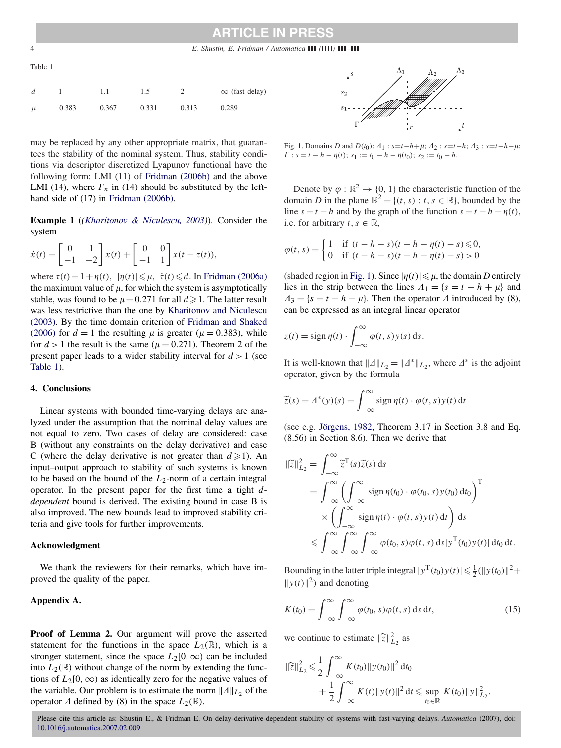Table 1

| $d$ | 1 | 1.1 | 1.5 | 2 | $\infty$ (fast delay) |
|---|---|---|---|---|---|
| $\mu$ | 0.383 | 0.367 | 0.331 | 0.313 | 0.289 |

may be replaced by any other appropriate matrix, that guarantees the stability of the nominal system. Thus, stability conditions via descriptor discretized Lyapunov functional have the following form: LMI (11) of Fridman (2006b) and the above LMI (14), where $\Gamma_n$ in (14) should be substituted by the left-hand side of (17) in Fridman (2006b).

**Example 1** ((*Kharitonov & Niculescu, 2003*)). Consider the system

$$\dot{x}(t) = \begin{bmatrix} 0 & 1 \\ -1 & -2 \end{bmatrix} x(t) + \begin{bmatrix} 0 & 0 \\ -1 & 1 \end{bmatrix} x(t-\tau(t)),$$

where $\tau(t) = 1 + \eta(t)$, $|\eta(t)| \leqslant \mu$, $\dot{\tau}(t) \leqslant d$. In Fridman (2006a) the maximum value of $\mu$, for which the system is asymptotically stable, was found to be $\mu = 0.271$ for all $d \geqslant 1$. The latter result was less restrictive than the one by Kharitonov and Niculescu (2003). By the time domain criterion of Fridman and Shaked (2006) for $d = 1$ the resulting $\mu$ is greater ($\mu = 0.383$), while for $d > 1$ the result is the same ($\mu = 0.271$). Theorem 2 of the present paper leads to a wider stability interval for $d > 1$ (see Table 1).

## 4. Conclusions

Linear systems with bounded time-varying delays are analyzed under the assumption that the nominal delay values are not equal to zero. Two cases of delay are considered: case B (without any constraints on the delay derivative) and case C (where the delay derivative is not greater than $d \geqslant 1$). An input–output approach to stability of such systems is known to be based on the bound of the $L_2$-norm of a certain integral operator. In the present paper for the first time a tight *d-dependent* bound is derived. The existing bound in case B is also improved. The new bounds lead to improved stability criteria and give tools for further improvements.

## Acknowledgment

We thank the reviewers for their remarks, which have improved the quality of the paper.

## Appendix A.

**Proof of Lemma 2.** Our argument will prove the asserted statement for the functions in the space $L_2(\mathbb{R})$, which is a stronger statement, since the space $L_2[0,\infty)$ can be included into $L_2(\mathbb{R})$ without change of the norm by extending the functions of $L_2[0,\infty)$ as identically zero for the negative values of the variable. Our problem is to estimate the norm $\|\Delta\|_{L_2}$ of the operator $\Delta$ defined by (8) in the space $L_2(\mathbb{R})$.

Fig. 1. Domains $D$ and $D(t_0)$: $\Lambda_1 : s = t-h+\mu$; $\Lambda_2 : s = t-h$; $\Lambda_3 : s = t-h-\mu$; $\Gamma : s = t-h-\eta(t)$; $s_1 := t_0 - h - \eta(t_0)$; $s_2 := t_0 - h$.

Denote by $\varphi : \mathbb{R}^2 \to \{0, 1\}$ the characteristic function of the domain $D$ in the plane $\mathbb{R}^2 = \{(t,s) : t, s \in \mathbb{R}\}$, bounded by the line $s = t - h$ and by the graph of the function $s = t - h - \eta(t)$, i.e. for arbitrary $t, s \in \mathbb{R}$,

$$\varphi(t,s) = \begin{cases} 1 & \text{if } (t-h-s)(t-h-\eta(t)-s) \leqslant 0, \\ 0 & \text{if } (t-h-s)(t-h-\eta(t)-s) > 0 \end{cases}$$

(shaded region in Fig. 1). Since $|\eta(t)| \leqslant \mu$, the domain $D$ entirely lies in the strip between the lines $\Lambda_1 = \{s = t - h + \mu\}$ and $\Lambda_3 = \{s = t - h - \mu\}$. Then the operator $\Delta$ introduced by (8), can be expressed as an integral linear operator

$$z(t) = \operatorname{sign} \eta(t) \cdot \int_{-\infty}^{\infty} \varphi(t,s) y(s)\, \mathrm{d}s.$$

It is well-known that $\|\Delta\|_{L_2} = \|\Delta^*\|_{L_2}$, where $\Delta^*$ is the adjoint operator, given by the formula

$$\widetilde{z}(s) = \Delta^*(y)(s) = \int_{-\infty}^{\infty} \operatorname{sign} \eta(t) \cdot \varphi(t,s) y(t)\, \mathrm{d}t$$

(see e.g. Jörgens, 1982, Theorem 3.17 in Section 3.8 and Eq. (8.56) in Section 8.6). Then we derive that

$$\begin{aligned}
\|\widetilde{z}\|_{L_2}^2 &= \int_{-\infty}^{\infty} \widetilde{z}^{\mathrm{T}}(s)\widetilde{z}(s)\, \mathrm{d}s \\
&= \int_{-\infty}^{\infty} \left( \int_{-\infty}^{\infty} \operatorname{sign} \eta(t_0) \cdot \varphi(t_0, s) y(t_0)\, \mathrm{d}t_0 \right)^{\mathrm{T}} \\
&\quad \times \left( \int_{-\infty}^{\infty} \operatorname{sign} \eta(t) \cdot \varphi(t,s) y(t)\, \mathrm{d}t \right) \mathrm{d}s \\
&\leqslant \int_{-\infty}^{\infty} \int_{-\infty}^{\infty} \int_{-\infty}^{\infty} \varphi(t_0, s)\varphi(t,s)\, \mathrm{d}s\, |y^{\mathrm{T}}(t_0) y(t)|\, \mathrm{d}t_0\, \mathrm{d}t.
\end{aligned}$$

Bounding in the latter triple integral $|y^{\mathrm{T}}(t_0)y(t)| \leqslant \frac{1}{2}(\|y(t_0)\|^2 + \|y(t)\|^2)$ and denoting

$$K(t_0) = \int_{-\infty}^{\infty} \int_{-\infty}^{\infty} \varphi(t_0, s)\varphi(t,s)\, \mathrm{d}s\, \mathrm{d}t, \tag{15}$$

we continue to estimate $\|\widetilde{z}\|_{L_2}^2$ as

$$\begin{aligned}
\|\widetilde{z}\|_{L_2}^2 \leqslant \frac{1}{2} \int_{-\infty}^{\infty} K(t_0) \|y(t_0)\|^2\, \mathrm{d}t_0 \\
+ \frac{1}{2} \int_{-\infty}^{\infty} K(t) \|y(t)\|^2\, \mathrm{d}t \leqslant \sup_{t_0 \in \mathbb{R}} K(t_0) \|y\|_{L_2}^2.
\end{aligned}$$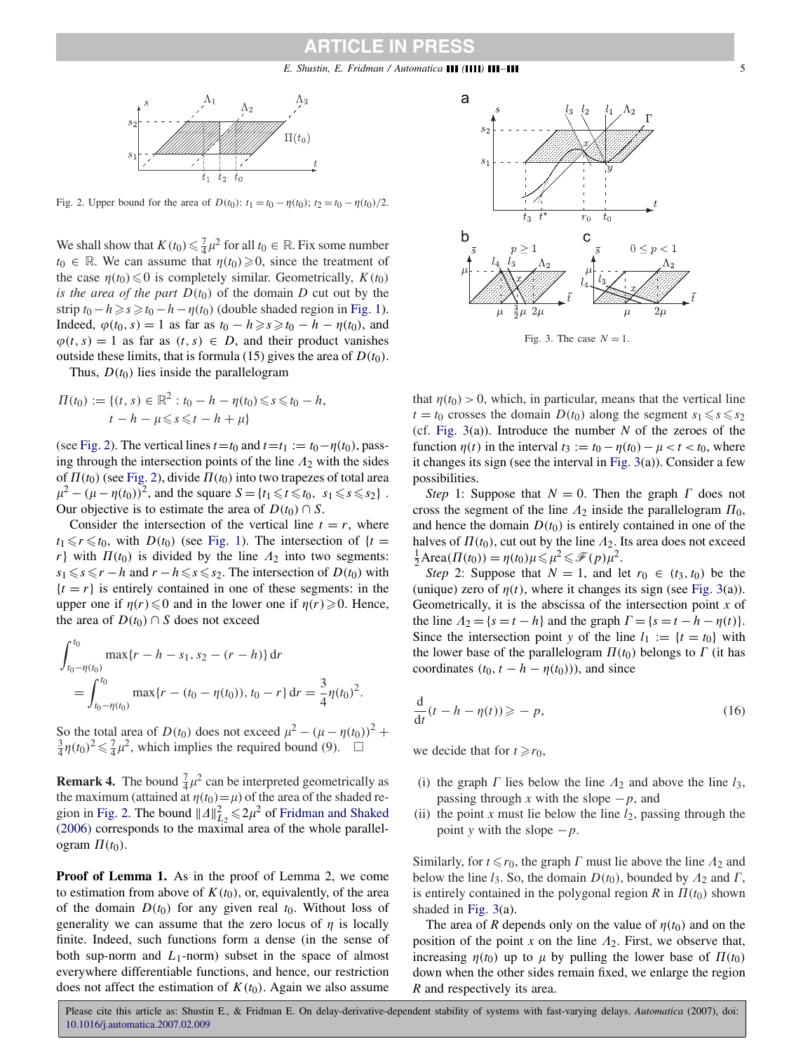Fig. 2. Upper bound for the area of $D(t_0)$: $t_1 = t_0 - \eta(t_0)$; $t_2 = t_0 - \eta(t_0)/2$.

We shall show that $K(t_0) \leqslant \frac{7}{4}\mu^2$ for all $t_0 \in \mathbb{R}$. Fix some number $t_0 \in \mathbb{R}$. We can assume that $\eta(t_0) \geqslant 0$, since the treatment of the case $\eta(t_0) \leqslant 0$ is completely similar. Geometrically, $K(t_0)$ *is the area of the part* $D(t_0)$ *of the domain* $D$ cut out by the strip $t_0 - h \geqslant s \geqslant t_0 - h - \eta(t_0)$ (double shaded region in Fig. 1). Indeed, $\varphi(t_0, s) = 1$ as far as $t_0 - h \geqslant s \geqslant t_0 - h - \eta(t_0)$, and $\varphi(t, s) = 1$ as far as $(t, s) \in D$, and their product vanishes outside these limits, that is formula (15) gives the area of $D(t_0)$.

Thus, $D(t_0)$ lies inside the parallelogram

$$\Pi(t_0) := \{(t, s) \in \mathbb{R}^2 : t_0 - h - \eta(t_0) \leqslant s \leqslant t_0 - h,\ t - h - \mu \leqslant s \leqslant t - h + \mu\}$$

(see Fig. 2). The vertical lines $t = t_0$ and $t = t_1 := t_0 - \eta(t_0)$, passing through the intersection points of the line $\Lambda_2$ with the sides of $\Pi(t_0)$ (see Fig. 2), divide $\Pi(t_0)$ into two trapezes of total area $\mu^2 - (\mu - \eta(t_0))^2$, and the square $S = \{t_1 \leqslant t \leqslant t_0,\ s_1 \leqslant s \leqslant s_2\}$. Our objective is to estimate the area of $D(t_0) \cap S$.

Consider the intersection of the vertical line $t = r$, where $t_1 \leqslant r \leqslant t_0$, with $D(t_0)$ (see Fig. 1). The intersection of $\{t = r\}$ with $\Pi(t_0)$ is divided by the line $\Lambda_2$ into two segments: $s_1 \leqslant s \leqslant r - h$ and $r - h \leqslant s \leqslant s_2$. The intersection of $D(t_0)$ with $\{t = r\}$ is entirely contained in one of these segments: in the upper one if $\eta(r) \leqslant 0$ and in the lower one if $\eta(r) \geqslant 0$. Hence, the area of $D(t_0) \cap S$ does not exceed

$$\int_{t_0 - \eta(t_0)}^{t_0} \max\{r - h - s_1, s_2 - (r - h)\}\, \mathrm{d}r = \int_{t_0 - \eta(t_0)}^{t_0} \max\{r - (t_0 - \eta(t_0)), t_0 - r\}\, \mathrm{d}r = \frac{3}{4}\eta(t_0)^2.$$

So the total area of $D(t_0)$ does not exceed $\mu^2 - (\mu - \eta(t_0))^2 + \frac{3}{4}\eta(t_0)^2 \leqslant \frac{7}{4}\mu^2$, which implies the required bound (9). $\square$

**Remark 4.** The bound $\frac{7}{4}\mu^2$ can be interpreted geometrically as the maximum (attained at $\eta(t_0) = \mu$) of the area of the shaded region in Fig. 2. The bound $\|\Delta\|_{L_2}^2 \leqslant 2\mu^2$ of Fridman and Shaked (2006) corresponds to the maximal area of the whole parallelogram $\Pi(t_0)$.

**Proof of Lemma 1.** As in the proof of Lemma 2, we come to estimation from above of $K(t_0)$, or, equivalently, of the area of the domain $D(t_0)$ for any given real $t_0$. Without loss of generality we can assume that the zero locus of $\eta$ is locally finite. Indeed, such functions form a dense (in the sense of both sup-norm and $L_1$-norm) subset in the space of almost everywhere differentiable functions, and hence, our restriction does not affect the estimation of $K(t_0)$. Again we also assume that $\eta(t_0) > 0$, which, in particular, means that the vertical line $t = t_0$ crosses the domain $D(t_0)$ along the segment $s_1 \leqslant s \leqslant s_2$ (cf. Fig. 3(a)). Introduce the number $N$ of the zeroes of the function $\eta(t)$ in the interval $t_3 := t_0 - \eta(t_0) - \mu < t < t_0$, where it changes its sign (see the interval in Fig. 3(a)). Consider a few possibilities.

Fig. 3. The case $N = 1$.

*Step* 1: Suppose that $N = 0$. Then the graph $\Gamma$ does not cross the segment of the line $\Lambda_2$ inside the parallelogram $\Pi_0$, and hence the domain $D(t_0)$ is entirely contained in one of the halves of $\Pi(t_0)$, cut out by the line $\Lambda_2$. Its area does not exceed $\frac{1}{2}\mathrm{Area}(\Pi(t_0)) = \eta(t_0)\mu \leqslant \mu^2 \leqslant \mathscr{F}(p)\mu^2$.

*Step* 2: Suppose that $N = 1$, and let $r_0 \in (t_3, t_0)$ be the (unique) zero of $\eta(t)$, where it changes its sign (see Fig. 3(a)). Geometrically, it is the abscissa of the intersection point $x$ of the line $\Lambda_2 = \{s = t - h\}$ and the graph $\Gamma = \{s = t - h - \eta(t)\}$. Since the intersection point $y$ of the line $l_1 := \{t = t_0\}$ with the lower base of the parallelogram $\Pi(t_0)$ belongs to $\Gamma$ (it has coordinates $(t_0, t - h - \eta(t_0))$), and since

$$\frac{\mathrm{d}}{\mathrm{d}t}(t - h - \eta(t)) \geqslant -p, \tag{16}$$

we decide that for $t \geqslant r_0$,

(i) the graph $\Gamma$ lies below the line $\Lambda_2$ and above the line $l_3$, passing through $x$ with the slope $-p$, and
(ii) the point $x$ must lie below the line $l_2$, passing through the point $y$ with the slope $-p$.

Similarly, for $t \leqslant r_0$, the graph $\Gamma$ must lie above the line $\Lambda_2$ and below the line $l_3$. So, the domain $D(t_0)$, bounded by $\Lambda_2$ and $\Gamma$, is entirely contained in the polygonal region $R$ in $\Pi(t_0)$ shown shaded in Fig. 3(a).

The area of $R$ depends only on the value of $\eta(t_0)$ and on the position of the point $x$ on the line $\Lambda_2$. First, we observe that, increasing $\eta(t_0)$ up to $\mu$ by pulling the lower base of $\Pi(t_0)$ down when the other sides remain fixed, we enlarge the region $R$ and respectively its area.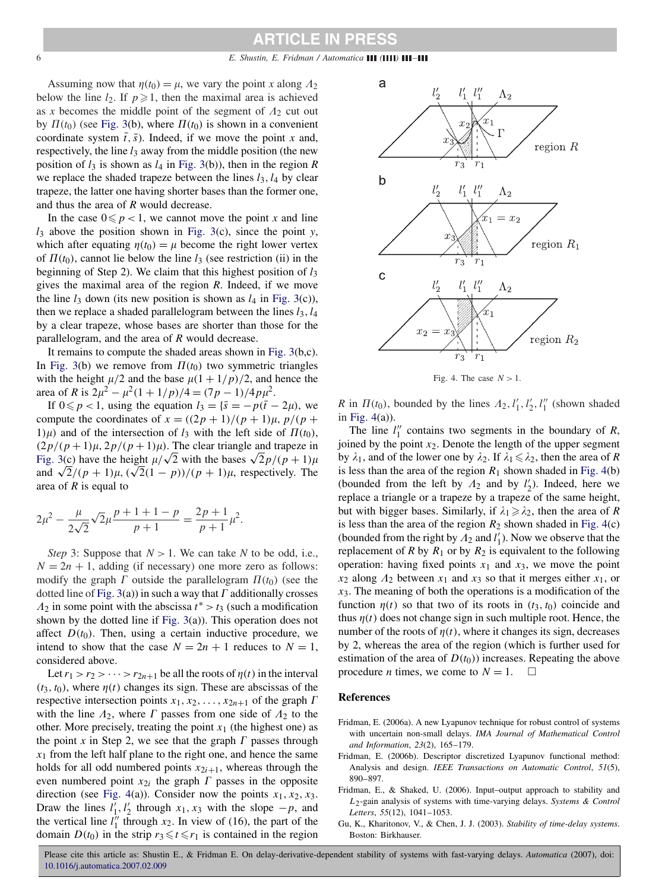Assuming now that $\eta(t_0) = \mu$, we vary the point $x$ along $\Lambda_2$ below the line $l_2$. If $p \geqslant 1$, then the maximal area is achieved as $x$ becomes the middle point of the segment of $\Lambda_2$ cut out by $\Pi(t_0)$ (see Fig. 3(b), where $\Pi(t_0)$ is shown in a convenient coordinate system $\bar{t}, \bar{s}$). Indeed, if we move the point $x$ and, respectively, the line $l_3$ away from the middle position (the new position of $l_3$ is shown as $l_4$ in Fig. 3(b)), then in the region $R$ we replace the shaded trapeze between the lines $l_3, l_4$ by clear trapeze, the latter one having shorter bases than the former one, and thus the area of $R$ would decrease.

In the case $0 \leqslant p < 1$, we cannot move the point $x$ and line $l_3$ above the position shown in Fig. 3(c), since the point $y$, which after equating $\eta(t_0) = \mu$ become the right lower vertex of $\Pi(t_0)$, cannot lie below the line $l_3$ (see restriction (ii) in the beginning of Step 2). We claim that this highest position of $l_3$ gives the maximal area of the region $R$. Indeed, if we move the line $l_3$ down (its new position is shown as $l_4$ in Fig. 3(c)), then we replace a shaded parallelogram between the lines $l_3, l_4$ by a clear trapeze, whose bases are shorter than those for the parallelogram, and the area of $R$ would decrease.

It remains to compute the shaded areas shown in Fig. 3(b,c). In Fig. 3(b) we remove from $\Pi(t_0)$ two symmetric triangles with the height $\mu/2$ and the base $\mu(1 + 1/p)/2$, and hence the area of $R$ is $2\mu^2 - \mu^2(1 + 1/p)/4 = (7p - 1)/4p\mu^2$.

If $0 \leqslant p < 1$, using the equation $l_3 = \{\bar{s} = -p(\bar{t} - 2\mu)$, we compute the coordinates of $x = ((2p+1)/(p+1)\mu, p/(p+1)\mu)$ and of the intersection of $l_3$ with the left side of $\Pi(t_0)$, $(2p/(p+1)\mu, 2p/(p+1)\mu)$. The clear triangle and trapeze in Fig. 3(c) have the height $\mu/\sqrt{2}$ with the bases $\sqrt{2}p/(p+1)\mu$ and $\sqrt{2}/(p+1)\mu$, $(\sqrt{2}(1-p))/(p+1)\mu$, respectively. The area of $R$ is equal to

$$2\mu^2 - \frac{\mu}{2\sqrt{2}}\sqrt{2}\mu\frac{p+1+1-p}{p+1} = \frac{2p+1}{p+1}\mu^2.$$

*Step* 3: Suppose that $N > 1$. We can take $N$ to be odd, i.e., $N = 2n + 1$, adding (if necessary) one more zero as follows: modify the graph $\Gamma$ outside the parallelogram $\Pi(t_0)$ (see the dotted line of Fig. 3(a)) in such a way that $\Gamma$ additionally crosses $\Lambda_2$ in some point with the abscissa $t^* > t_3$ (such a modification shown by the dotted line if Fig. 3(a)). This operation does not affect $D(t_0)$. Then, using a certain inductive procedure, we intend to show that the case $N = 2n + 1$ reduces to $N = 1$, considered above.

Let $r_1 > r_2 > \cdots > r_{2n+1}$ be all the roots of $\eta(t)$ in the interval $(t_3, t_0)$, where $\eta(t)$ changes its sign. These are abscissas of the respective intersection points $x_1, x_2, \ldots, x_{2n+1}$ of the graph $\Gamma$ with the line $\Lambda_2$, where $\Gamma$ passes from one side of $\Lambda_2$ to the other. More precisely, treating the point $x_1$ (the highest one) as the point $x$ in Step 2, we see that the graph $\Gamma$ passes through $x_1$ from the left half plane to the right one, and hence the same holds for all odd numbered points $x_{2i+1}$, whereas through the even numbered point $x_{2i}$ the graph $\Gamma$ passes in the opposite direction (see Fig. 4(a)). Consider now the points $x_1, x_2, x_3$. Draw the lines $l'_1, l'_2$ through $x_1, x_3$ with the slope $-p$, and the vertical line $l''_1$ through $x_2$. In view of (16), the part of the domain $D(t_0)$ in the strip $r_3 \leqslant t \leqslant r_1$ is contained in the region $R$ in $\Pi(t_0)$, bounded by the lines $\Lambda_2, l'_1, l'_2, l''_1$ (shown shaded in Fig. 4(a)).

Fig. 4. The case $N > 1$.

The line $l''_1$ contains two segments in the boundary of $R$, joined by the point $x_2$. Denote the length of the upper segment by $\lambda_1$, and of the lower one by $\lambda_2$. If $\lambda_1 \leqslant \lambda_2$, then the area of $R$ is less than the area of the region $R_1$ shown shaded in Fig. 4(b) (bounded from the left by $\Lambda_2$ and by $l'_2$). Indeed, here we replace a triangle or a trapeze by a trapeze of the same height, but with bigger bases. Similarly, if $\lambda_1 \geqslant \lambda_2$, then the area of $R$ is less than the area of the region $R_2$ shown shaded in Fig. 4(c) (bounded from the right by $\Lambda_2$ and $l'_1$). Now we observe that the replacement of $R$ by $R_1$ or by $R_2$ is equivalent to the following operation: having fixed points $x_1$ and $x_3$, we move the point $x_2$ along $\Lambda_2$ between $x_1$ and $x_3$ so that it merges either $x_1$, or $x_3$. The meaning of both the operations is a modification of the function $\eta(t)$ so that two of its roots in $(t_3, t_0)$ coincide and thus $\eta(t)$ does not change sign in such multiple root. Hence, the number of the roots of $\eta(t)$, where it changes its sign, decreases by 2, whereas the area of the region (which is further used for estimation of the area of $D(t_0)$) increases. Repeating the above procedure $n$ times, we come to $N = 1$. $\square$

## References

Fridman, E. (2006a). A new Lyapunov technique for robust control of systems with uncertain non-small delays. *IMA Journal of Mathematical Control and Information*, *23*(2), 165–179.

Fridman, E. (2006b). Descriptor discretized Lyapunov functional method: Analysis and design. *IEEE Transactions on Automatic Control*, *51*(5), 890–897.

Fridman, E., & Shaked, U. (2006). Input–output approach to stability and $L_2$-gain analysis of systems with time-varying delays. *Systems & Control Letters*, *55*(12), 1041–1053.

Gu, K., Kharitonov, V., & Chen, J. J. (2003). *Stability of time-delay systems*. Boston: Birkhauser.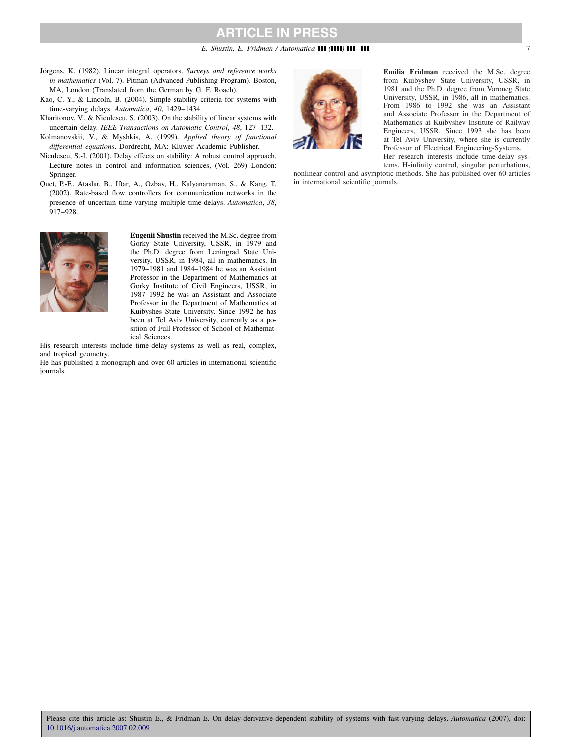Jörgens, K. (1982). Linear integral operators. *Surveys and reference works in mathematics* (Vol. 7). Pitman (Advanced Publishing Program). Boston, MA, London (Translated from the German by G. F. Roach).

Kao, C.-Y., & Lincoln, B. (2004). Simple stability criteria for systems with time-varying delays. *Automatica*, *40*, 1429–1434.

Kharitonov, V., & Niculescu, S. (2003). On the stability of linear systems with uncertain delay. *IEEE Transactions on Automatic Control*, *48*, 127–132.

Kolmanovskii, V., & Myshkis, A. (1999). *Applied theory of functional differential equations*. Dordrecht, MA: Kluwer Academic Publisher.

Niculescu, S.-I. (2001). Delay effects on stability: A robust control approach. Lecture notes in control and information sciences, (Vol. 269) London: Springer.

Quet, P.-F., Ataslar, B., Iftar, A., Ozbay, H., Kalyanaraman, S., & Kang, T. (2002). Rate-based flow controllers for communication networks in the presence of uncertain time-varying multiple time-delays. *Automatica*, *38*, 917–928.

**Eugenii Shustin** received the M.Sc. degree from Gorky State University, USSR, in 1979 and the Ph.D. degree from Leningrad State University, USSR, in 1984, all in mathematics. In 1979–1981 and 1984–1984 he was an Assistant Professor in the Department of Mathematics at Gorky Institute of Civil Engineers, USSR, in 1987–1992 he was an Assistant and Associate Professor in the Department of Mathematics at Kuibyshes State University. Since 1992 he has been at Tel Aviv University, currently as a position of Full Professor of School of Mathematical Sciences.
His research interests include time-delay systems as well as real, complex, and tropical geometry.
He has published a monograph and over 60 articles in international scientific journals.

**Emilia Fridman** received the M.Sc. degree from Kuibyshev State University, USSR, in 1981 and the Ph.D. degree from Voroneg State University, USSR, in 1986, all in mathematics. From 1986 to 1992 she was an Assistant and Associate Professor in the Department of Mathematics at Kuibyshev Institute of Railway Engineers, USSR. Since 1993 she has been at Tel Aviv University, where she is currently Professor of Electrical Engineering-Systems.
Her research interests include time-delay systems, H-infinity control, singular perturbations, nonlinear control and asymptotic methods. She has published over 60 articles in international scientific journals.

Please cite this article as: Shustin E., & Fridman E. On delay-derivative-dependent stability of systems with fast-varying delays. *Automatica* (2007), doi: 10.1016/j.automatica.2007.02.009